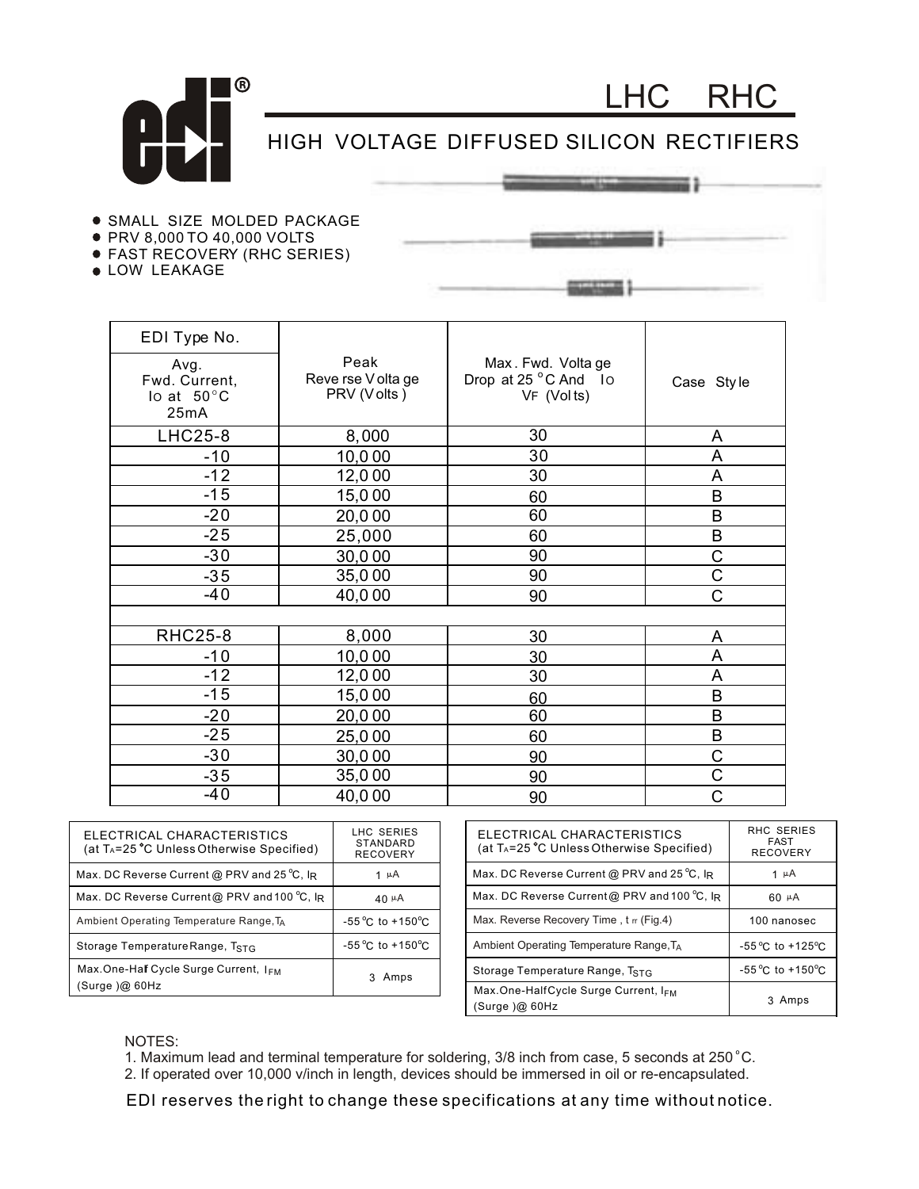# LHC RHC

## HIGH VOLTAGE DIFFUSED SILICON RECTIFIERS

- SMALL SIZE MOLDED PACKAGE
- PRV 8,000 TO 40,000 VOLTS
- FAST RECOVERY (RHC SERIES)
- LOW LEAKAGE

| EDI Type No. Avg. Fwd. Current, Io at 50°C 25mA | Peak Reverse Voltage PRV (Volts) | Max. Fwd. Voltage Drop at 25°C And Io $V_F$ (Volts) | Case Style |
|---|---|---|---|
| LHC25-8 | 8,000 | 30 | A |
| -10 | 10,000 | 30 | A |
| -12 | 12,000 | 30 | A |
| -15 | 15,000 | 60 | B |
| -20 | 20,000 | 60 | B |
| -25 | 25,000 | 60 | B |
| -30 | 30,000 | 90 | C |
| -35 | 35,000 | 90 | C |
| -40 | 40,000 | 90 | C |
| | | | |
| RHC25-8 | 8,000 | 30 | A |
| -10 | 10,000 | 30 | A |
| -12 | 12,000 | 30 | A |
| -15 | 15,000 | 60 | B |
| -20 | 20,000 | 60 | B |
| -25 | 25,000 | 60 | B |
| -30 | 30,000 | 90 | C |
| -35 | 35,000 | 90 | C |
| -40 | 40,000 | 90 | C |

| ELECTRICAL CHARACTERISTICS (at $T_A$=25°C Unless Otherwise Specified) | LHC SERIES STANDARD RECOVERY |
|---|---|
| Max. DC Reverse Current @ PRV and 25°C, $I_R$ | 1 µA |
| Max. DC Reverse Current @ PRV and 100°C, $I_R$ | 40 µA |
| Ambient Operating Temperature Range, $T_A$ | -55°C to +150°C |
| Storage Temperature Range, $T_{STG}$ | -55°C to +150°C |
| Max. One-Half Cycle Surge Current, $I_{FM}$ (Surge) @ 60Hz | 3 Amps |

| ELECTRICAL CHARACTERISTICS (at $T_A$=25°C Unless Otherwise Specified) | RHC SERIES FAST RECOVERY |
|---|---|
| Max. DC Reverse Current @ PRV and 25°C, $I_R$ | 1 µA |
| Max. DC Reverse Current @ PRV and 100°C, $I_R$ | 60 µA |
| Max. Reverse Recovery Time, $t_{rr}$ (Fig.4) | 100 nanosec |
| Ambient Operating Temperature Range, $T_A$ | -55°C to +125°C |
| Storage Temperature Range, $T_{STG}$ | -55°C to +150°C |
| Max. One-Half Cycle Surge Current, $I_{FM}$ (Surge) @ 60Hz | 3 Amps |

NOTES:
1. Maximum lead and terminal temperature for soldering, 3/8 inch from case, 5 seconds at 250°C.
2. If operated over 10,000 v/inch in length, devices should be immersed in oil or re-encapsulated.

EDI reserves the right to change these specifications at any time without notice.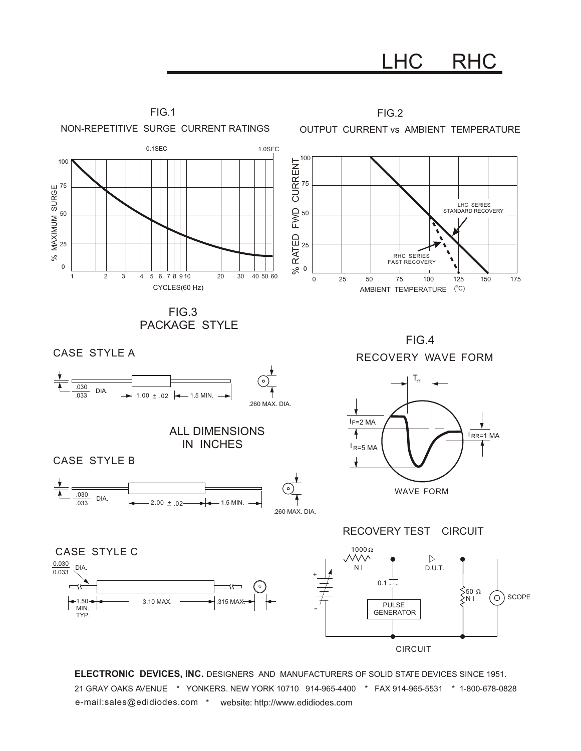# LHC RHC

FIG.1

NON-REPETITIVE SURGE CURRENT RATINGS

0.1SEC
1.0SEC

% MAXIMUM SURGE

100
75
50
25
0

1 2 3 4 5 6 7 8 9 10 20 30 40 50 60

CYCLES(60 Hz)

FIG.2

OUTPUT CURRENT vs AMBIENT TEMPERATURE

% RATED FWD CURRENT

100
75
50
25
0

LHC SERIES
STANDARD RECOVERY

RHC SERIES
FAST RECOVERY

0 25 50 75 100 125 150 175

AMBIENT TEMPERATURE (°C)

FIG.3
PACKAGE STYLE

CASE STYLE A

.030 / .033 DIA.

1.00 ± .02

1.5 MIN.

.260 MAX. DIA.

ALL DIMENSIONS IN INCHES

CASE STYLE B

.030 / .033 DIA.

2.00 ± .02

1.5 MIN.

.260 MAX. DIA.

CASE STYLE C

0.030 / 0.033 DIA.

1.50 MIN. TYP.

3.10 MAX.

.315 MAX.

FIG.4

RECOVERY WAVE FORM

$T_{rr}$

$I_F$=2 MA

$I_R$=5 MA

$I_{RR}$=1 MA

WAVE FORM

RECOVERY TEST CIRCUIT

1000 Ω
N I

D.U.T.

0.1

+
-

PULSE GENERATOR

50 Ω
N I

SCOPE

CIRCUIT

**ELECTRONIC DEVICES, INC.** DESIGNERS AND MANUFACTURERS OF SOLID STATE DEVICES SINCE 1951.

21 GRAY OAKS AVENUE * YONKERS. NEW YORK 10710 914-965-4400 * FAX 914-965-5531 * 1-800-678-0828

e-mail:sales@edidiodes.com * website: http://www.edidiodes.com